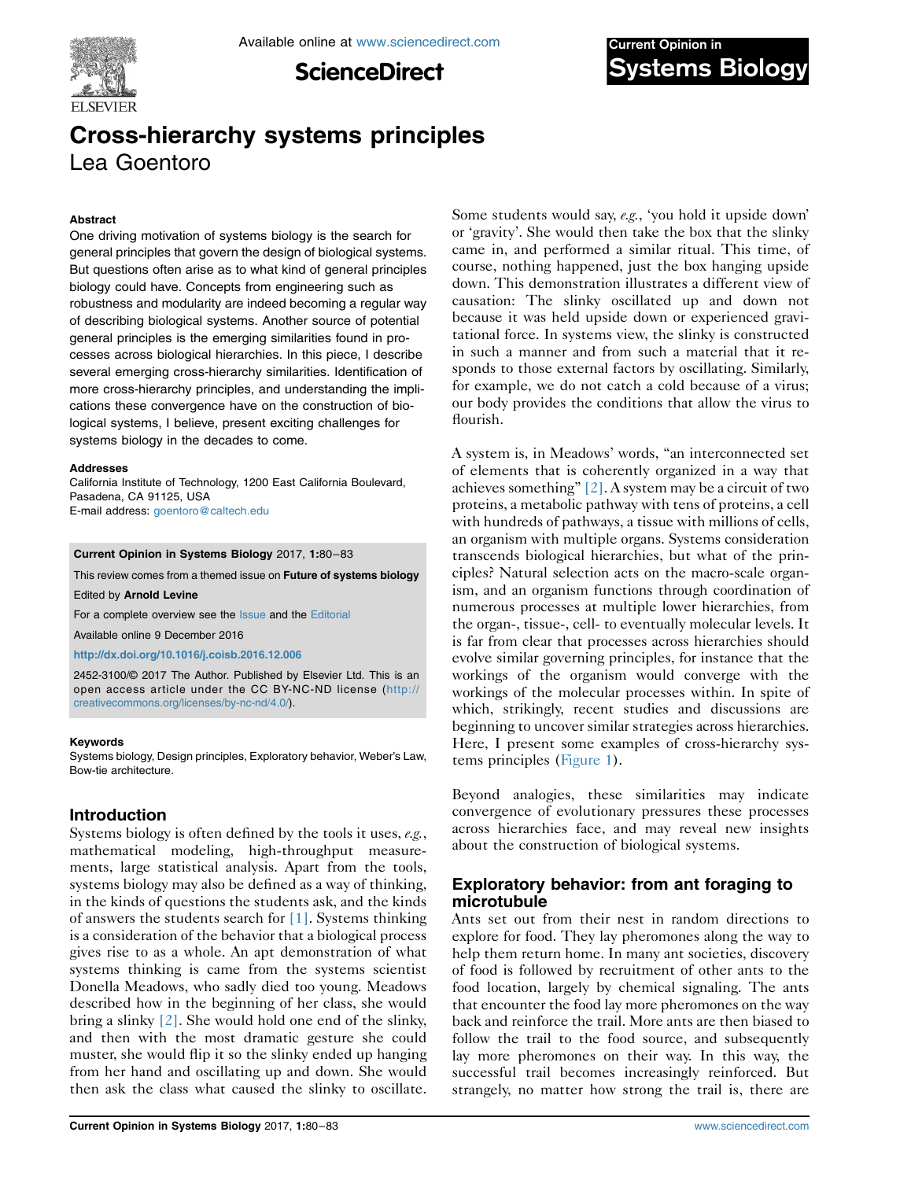# Cross-hierarchy systems principles

Lea Goentoro

### Abstract

One driving motivation of systems biology is the search for general principles that govern the design of biological systems. But questions often arise as to what kind of general principles biology could have. Concepts from engineering such as robustness and modularity are indeed becoming a regular way of describing biological systems. Another source of potential general principles is the emerging similarities found in processes across biological hierarchies. In this piece, I describe several emerging cross-hierarchy similarities. Identification of more cross-hierarchy principles, and understanding the implications these convergence have on the construction of biological systems, I believe, present exciting challenges for systems biology in the decades to come.

### Addresses

California Institute of Technology, 1200 East California Boulevard, Pasadena, CA 91125, USA

E-mail address: goentoro@caltech.edu

**Current Opinion in Systems Biology** 2017, **1**:80–83

This review comes from a themed issue on **Future of systems biology**

Edited by **Arnold Levine**

For a complete overview see the Issue and the Editorial

Available online 9 December 2016

http://dx.doi.org/10.1016/j.coisb.2016.12.006

2452-3100/© 2017 The Author. Published by Elsevier Ltd. This is an open access article under the CC BY-NC-ND license (http://creativecommons.org/licenses/by-nc-nd/4.0/).

### Keywords

Systems biology, Design principles, Exploratory behavior, Weber's Law, Bow-tie architecture.

## Introduction

Systems biology is often defined by the tools it uses, *e.g.*, mathematical modeling, high-throughput measurements, large statistical analysis. Apart from the tools, systems biology may also be defined as a way of thinking, in the kinds of questions the students ask, and the kinds of answers the students search for [1]. Systems thinking is a consideration of the behavior that a biological process gives rise to as a whole. An apt demonstration of what systems thinking is came from the systems scientist Donella Meadows, who sadly died too young. Meadows described how in the beginning of her class, she would bring a slinky [2]. She would hold one end of the slinky, and then with the most dramatic gesture she could muster, she would flip it so the slinky ended up hanging from her hand and oscillating up and down. She would then ask the class what caused the slinky to oscillate. Some students would say, *e.g.*, 'you hold it upside down' or 'gravity'. She would then take the box that the slinky came in, and performed a similar ritual. This time, of course, nothing happened, just the box hanging upside down. This demonstration illustrates a different view of causation: The slinky oscillated up and down not because it was held upside down or experienced gravitational force. In systems view, the slinky is constructed in such a manner and from such a material that it responds to those external factors by oscillating. Similarly, for example, we do not catch a cold because of a virus; our body provides the conditions that allow the virus to flourish.

A system is, in Meadows' words, "an interconnected set of elements that is coherently organized in a way that achieves something" [2]. A system may be a circuit of two proteins, a metabolic pathway with tens of proteins, a cell with hundreds of pathways, a tissue with millions of cells, an organism with multiple organs. Systems consideration transcends biological hierarchies, but what of the principles? Natural selection acts on the macro-scale organism, and an organism functions through coordination of numerous processes at multiple lower hierarchies, from the organ-, tissue-, cell- to eventually molecular levels. It is far from clear that processes across hierarchies should evolve similar governing principles, for instance that the workings of the organism would converge with the workings of the molecular processes within. In spite of which, strikingly, recent studies and discussions are beginning to uncover similar strategies across hierarchies. Here, I present some examples of cross-hierarchy systems principles (Figure 1).

Beyond analogies, these similarities may indicate convergence of evolutionary pressures these processes across hierarchies face, and may reveal new insights about the construction of biological systems.

## Exploratory behavior: from ant foraging to microtubule

Ants set out from their nest in random directions to explore for food. They lay pheromones along the way to help them return home. In many ant societies, discovery of food is followed by recruitment of other ants to the food location, largely by chemical signaling. The ants that encounter the food lay more pheromones on the way back and reinforce the trail. More ants are then biased to follow the trail to the food source, and subsequently lay more pheromones on their way. In this way, the successful trail becomes increasingly reinforced. But strangely, no matter how strong the trail is, there are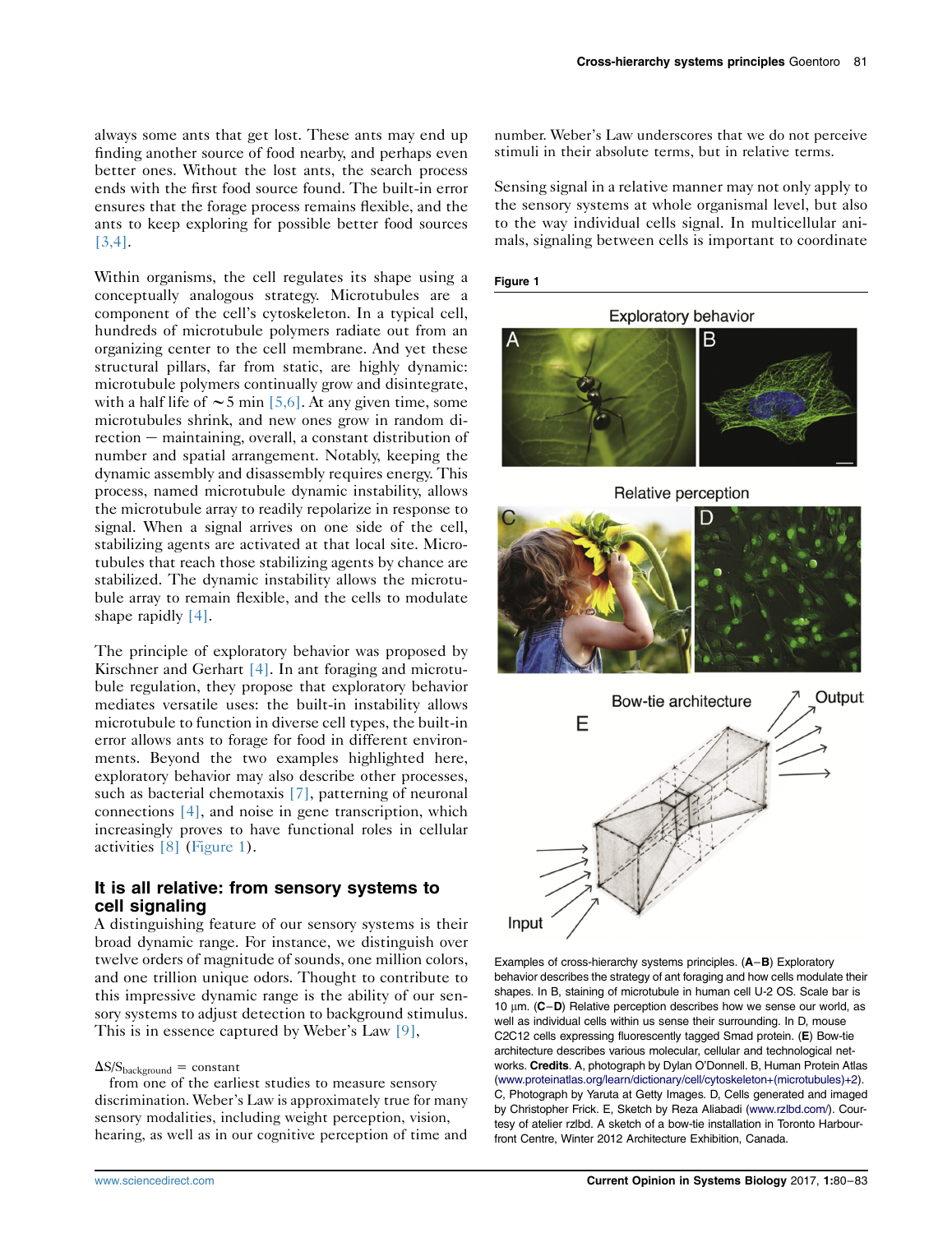always some ants that get lost. These ants may end up finding another source of food nearby, and perhaps even better ones. Without the lost ants, the search process ends with the first food source found. The built-in error ensures that the forage process remains flexible, and the ants to keep exploring for possible better food sources [3,4].

Within organisms, the cell regulates its shape using a conceptually analogous strategy. Microtubules are a component of the cell's cytoskeleton. In a typical cell, hundreds of microtubule polymers radiate out from an organizing center to the cell membrane. And yet these structural pillars, far from static, are highly dynamic: microtubule polymers continually grow and disintegrate, with a half life of ∼5 min [5,6]. At any given time, some microtubules shrink, and new ones grow in random direction – maintaining, overall, a constant distribution of number and spatial arrangement. Notably, keeping the dynamic assembly and disassembly requires energy. This process, named microtubule dynamic instability, allows the microtubule array to readily repolarize in response to signal. When a signal arrives on one side of the cell, stabilizing agents are activated at that local site. Microtubules that reach those stabilizing agents by chance are stabilized. The dynamic instability allows the microtubule array to remain flexible, and the cells to modulate shape rapidly [4].

The principle of exploratory behavior was proposed by Kirschner and Gerhart [4]. In ant foraging and microtubule regulation, they propose that exploratory behavior mediates versatile uses: the built-in instability allows microtubule to function in diverse cell types, the built-in error allows ants to forage for food in different environments. Beyond the two examples highlighted here, exploratory behavior may also describe other processes, such as bacterial chemotaxis [7], patterning of neuronal connections [4], and noise in gene transcription, which increasingly proves to have functional roles in cellular activities [8] (Figure 1).

## It is all relative: from sensory systems to cell signaling

A distinguishing feature of our sensory systems is their broad dynamic range. For instance, we distinguish over twelve orders of magnitude of sounds, one million colors, and one trillion unique odors. Thought to contribute to this impressive dynamic range is the ability of our sensory systems to adjust detection to background stimulus. This is in essence captured by Weber's Law [9],

$$\Delta S/S_{background} = \text{constant}$$

from one of the earliest studies to measure sensory discrimination. Weber's Law is approximately true for many sensory modalities, including weight perception, vision, hearing, as well as in our cognitive perception of time and number. Weber's Law underscores that we do not perceive stimuli in their absolute terms, but in relative terms.

Sensing signal in a relative manner may not only apply to the sensory systems at whole organismal level, but also to the way individual cells signal. In multicellular animals, signaling between cells is important to coordinate

**Figure 1**

Examples of cross-hierarchy systems principles. (**A**–**B**) Exploratory behavior describes the strategy of ant foraging and how cells modulate their shapes. In B, staining of microtubule in human cell U-2 OS. Scale bar is 10 μm. (**C**–**D**) Relative perception describes how we sense our world, as well as individual cells within us sense their surrounding. In D, mouse C2C12 cells expressing fluorescently tagged Smad protein. (**E**) Bow-tie architecture describes various molecular, cellular and technological networks. **Credits**. A, photograph by Dylan O'Donnell. B, Human Protein Atlas (www.proteinatlas.org/learn/dictionary/cell/cytoskeleton+(microtubules)+2). C, Photograph by Yaruta at Getty Images. D, Cells generated and imaged by Christopher Frick. E, Sketch by Reza Aliabadi (www.rzlbd.com/). Courtesy of atelier rzlbd. A sketch of a bow-tie installation in Toronto Harbourfront Centre, Winter 2012 Architecture Exhibition, Canada.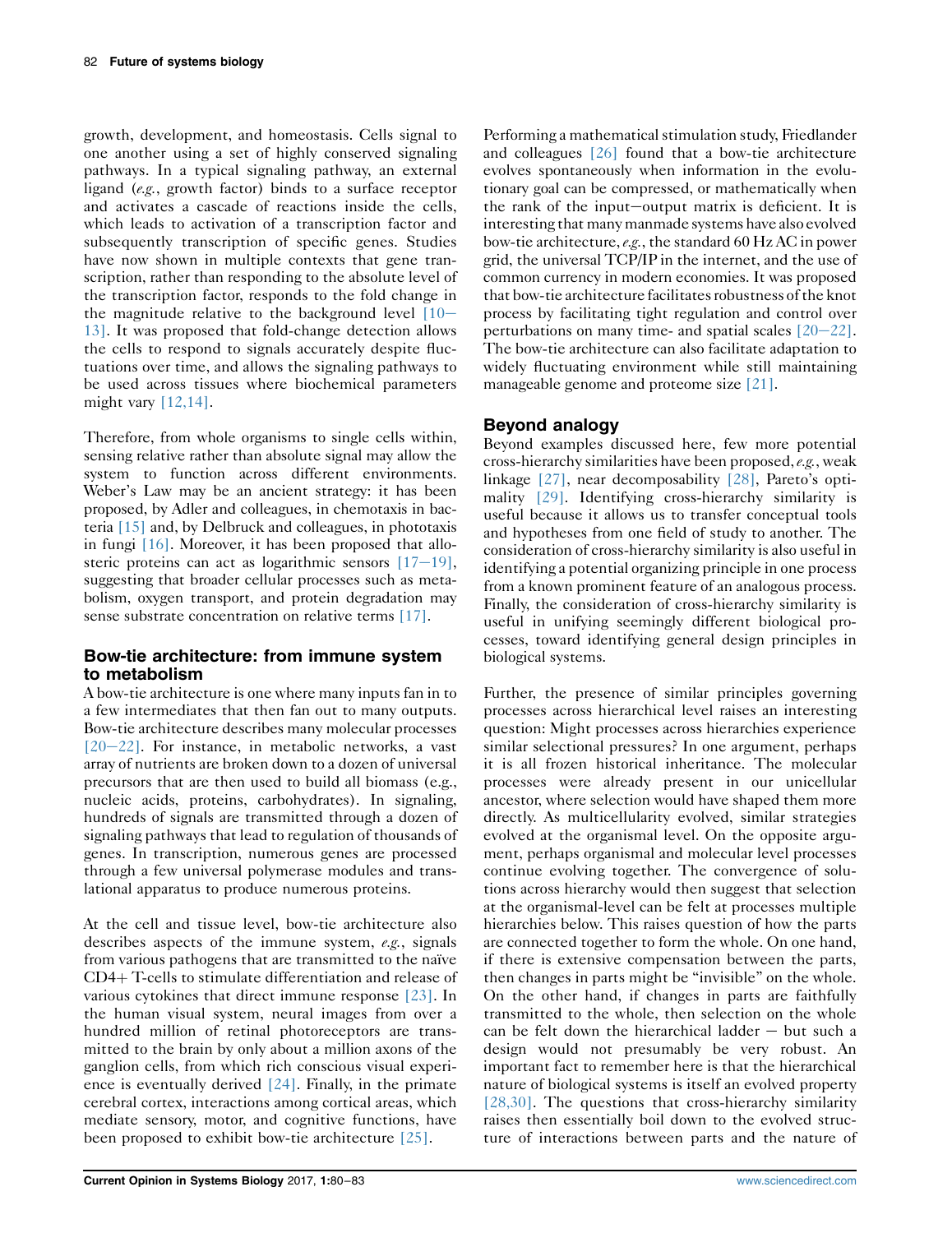growth, development, and homeostasis. Cells signal to one another using a set of highly conserved signaling pathways. In a typical signaling pathway, an external ligand (*e.g.*, growth factor) binds to a surface receptor and activates a cascade of reactions inside the cells, which leads to activation of a transcription factor and subsequently transcription of specific genes. Studies have now shown in multiple contexts that gene transcription, rather than responding to the absolute level of the transcription factor, responds to the fold change in the magnitude relative to the background level [10–13]. It was proposed that fold-change detection allows the cells to respond to signals accurately despite fluctuations over time, and allows the signaling pathways to be used across tissues where biochemical parameters might vary [12,14].

Therefore, from whole organisms to single cells within, sensing relative rather than absolute signal may allow the system to function across different environments. Weber's Law may be an ancient strategy: it has been proposed, by Adler and colleagues, in chemotaxis in bacteria [15] and, by Delbruck and colleagues, in phototaxis in fungi [16]. Moreover, it has been proposed that allosteric proteins can act as logarithmic sensors [17–19], suggesting that broader cellular processes such as metabolism, oxygen transport, and protein degradation may sense substrate concentration on relative terms [17].

## Bow-tie architecture: from immune system to metabolism

A bow-tie architecture is one where many inputs fan in to a few intermediates that then fan out to many outputs. Bow-tie architecture describes many molecular processes [20–22]. For instance, in metabolic networks, a vast array of nutrients are broken down to a dozen of universal precursors that are then used to build all biomass (e.g., nucleic acids, proteins, carbohydrates). In signaling, hundreds of signals are transmitted through a dozen of signaling pathways that lead to regulation of thousands of genes. In transcription, numerous genes are processed through a few universal polymerase modules and translational apparatus to produce numerous proteins.

At the cell and tissue level, bow-tie architecture also describes aspects of the immune system, *e.g.*, signals from various pathogens that are transmitted to the naïve CD4+ T-cells to stimulate differentiation and release of various cytokines that direct immune response [23]. In the human visual system, neural images from over a hundred million of retinal photoreceptors are transmitted to the brain by only about a million axons of the ganglion cells, from which rich conscious visual experience is eventually derived [24]. Finally, in the primate cerebral cortex, interactions among cortical areas, which mediate sensory, motor, and cognitive functions, have been proposed to exhibit bow-tie architecture [25].

Performing a mathematical stimulation study, Friedlander and colleagues [26] found that a bow-tie architecture evolves spontaneously when information in the evolutionary goal can be compressed, or mathematically when the rank of the input–output matrix is deficient. It is interesting that many manmade systems have also evolved bow-tie architecture, *e.g.*, the standard 60 Hz AC in power grid, the universal TCP/IP in the internet, and the use of common currency in modern economies. It was proposed that bow-tie architecture facilitates robustness of the knot process by facilitating tight regulation and control over perturbations on many time- and spatial scales [20–22]. The bow-tie architecture can also facilitate adaptation to widely fluctuating environment while still maintaining manageable genome and proteome size [21].

## Beyond analogy

Beyond examples discussed here, few more potential cross-hierarchy similarities have been proposed, *e.g.*, weak linkage [27], near decomposability [28], Pareto's optimality [29]. Identifying cross-hierarchy similarity is useful because it allows us to transfer conceptual tools and hypotheses from one field of study to another. The consideration of cross-hierarchy similarity is also useful in identifying a potential organizing principle in one process from a known prominent feature of an analogous process. Finally, the consideration of cross-hierarchy similarity is useful in unifying seemingly different biological processes, toward identifying general design principles in biological systems.

Further, the presence of similar principles governing processes across hierarchical level raises an interesting question: Might processes across hierarchies experience similar selectional pressures? In one argument, perhaps it is all frozen historical inheritance. The molecular processes were already present in our unicellular ancestor, where selection would have shaped them more directly. As multicellularity evolved, similar strategies evolved at the organismal level. On the opposite argument, perhaps organismal and molecular level processes continue evolving together. The convergence of solutions across hierarchy would then suggest that selection at the organismal-level can be felt at processes multiple hierarchies below. This raises question of how the parts are connected together to form the whole. On one hand, if there is extensive compensation between the parts, then changes in parts might be "invisible" on the whole. On the other hand, if changes in parts are faithfully transmitted to the whole, then selection on the whole can be felt down the hierarchical ladder – but such a design would not presumably be very robust. An important fact to remember here is that the hierarchical nature of biological systems is itself an evolved property [28,30]. The questions that cross-hierarchy similarity raises then essentially boil down to the evolved structure of interactions between parts and the nature of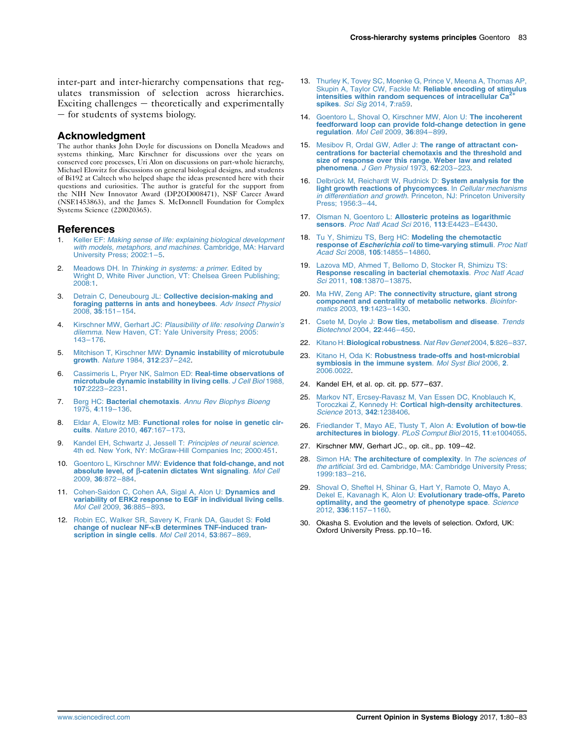inter-part and inter-hierarchy compensations that regulates transmission of selection across hierarchies. Exciting challenges — theoretically and experimentally — for students of systems biology.

## Acknowledgment

The author thanks John Doyle for discussions on Donella Meadows and systems thinking, Marc Kirschner for discussions over the years on conserved core processes, Uri Alon on discussions on part-whole hierarchy, Michael Elowitz for discussions on general biological designs, and students of Bi192 at Caltech who helped shape the ideas presented here with their questions and curiosities. The author is grateful for the support from the NIH New Innovator Award (DP2OD008471), NSF Career Award (NSF.1453863), and the James S. McDonnell Foundation for Complex Systems Science (220020365).

## References

1. Keller EF: *Making sense of life: explaining biological development with models, metaphors, and machines*. Cambridge, MA: Harvard University Press; 2002:1–5.
2. Meadows DH. In *Thinking in systems: a primer*. Edited by Wright D, White River Junction, VT: Chelsea Green Publishing; 2008:1.
3. Detrain C, Deneubourg JL: **Collective decision-making and foraging patterns in ants and honeybees**. *Adv Insect Physiol* 2008, **35**:151–154.
4. Kirschner MW, Gerhart JC: *Plausibility of life: resolving Darwin's dilemma*. New Haven, CT: Yale University Press; 2005: 143–176.
5. Mitchison T, Kirschner MW: **Dynamic instability of microtubule growth**. *Nature* 1984, **312**:237–242.
6. Cassimeris L, Pryer NK, Salmon ED: **Real-time observations of microtubule dynamic instability in living cells**. *J Cell Biol* 1988, **107**:2223–2231.
7. Berg HC: **Bacterial chemotaxis**. *Annu Rev Biophys Bioeng* 1975, **4**:119–136.
8. Eldar A, Elowitz MB: **Functional roles for noise in genetic circuits**. *Nature* 2010, **467**:167–173.
9. Kandel EH, Schwartz J, Jessell T: *Principles of neural science*. 4th ed. New York, NY: McGraw-Hill Companies Inc; 2000:451.
10. Goentoro L, Kirschner MW: **Evidence that fold-change, and not absolute level, of β-catenin dictates Wnt signaling**. *Mol Cell* 2009, **36**:872–884.
11. Cohen-Saidon C, Cohen AA, Sigal A, Alon U: **Dynamics and variability of ERK2 response to EGF in individual living cells**. *Mol Cell* 2009, **36**:885–893.
12. Robin EC, Walker SR, Savery K, Frank DA, Gaudet S: **Fold change of nuclear NF-κB determines TNF-induced transcription in single cells**. *Mol Cell* 2014, **53**:867–869.
13. Thurley K, Tovey SC, Moenke G, Prince V, Meena A, Thomas AP, Skupin A, Taylor CW, Fackle M: **Reliable encoding of stimulus intensities within random sequences of intracellular $Ca^{2+}$ spikes**. *Sci Sig* 2014, **7**:ra59.
14. Goentoro L, Shoval O, Kirschner MW, Alon U: **The incoherent feedforward loop can provide fold-change detection in gene regulation**. *Mol Cell* 2009, **36**:894–899.
15. Mesibov R, Ordal GW, Adler J: **The range of attractant concentrations for bacterial chemotaxis and the threshold and size of response over this range. Weber law and related phenomena**. *J Gen Physiol* 1973, **62**:203–223.
16. Delbrück M, Reichardt W, Rudnick D: **System analysis for the light growth reactions of phycomyces**. In *Cellular mechanisms in differentiation and growth*. Princeton, NJ: Princeton University Press; 1956:3–44.
17. Olsman N, Goentoro L: **Allosteric proteins as logarithmic sensors**. *Proc Natl Acad Sci* 2016, **113**:E4423–E4430.
18. Tu Y, Shimizu TS, Berg HC: **Modeling the chemotactic response of *Escherichia coli* to time-varying stimuli**. *Proc Natl Acad Sci* 2008, **105**:14855–14860.
19. Lazova MD, Ahmed T, Bellomo D, Stocker R, Shimizu TS: **Response rescaling in bacterial chemotaxis**. *Proc Natl Acad Sci* 2011, **108**:13870–13875.
20. Ma HW, Zeng AP: **The connectivity structure, giant strong component and centrality of metabolic networks**. *Bioinformatics* 2003, **19**:1423–1430.
21. Csete M, Doyle J: **Bow ties, metabolism and disease**. *Trends Biotechnol* 2004, **22**:446–450.
22. Kitano H: **Biological robustness**. *Nat Rev Genet* 2004, **5**:826–837.
23. Kitano H, Oda K: **Robustness trade-offs and host-microbial symbiosis in the immune system**. *Mol Syst Biol* 2006, **2**. 2006.0022.
24. Kandel EH, et al. op. cit. pp. 577–637.
25. Markov NT, Ercsey-Ravasz M, Van Essen DC, Knoblauch K, Toroczkai Z, Kennedy H: **Cortical high-density architectures**. *Science* 2013, **342**:1238406.
26. Friedlander T, Mayo AE, Tlusty T, Alon A: **Evolution of bow-tie architectures in biology**. *PLoS Comput Biol* 2015, **11**:e1004055.
27. Kirschner MW, Gerhart JC., op. cit., pp. 109–42.
28. Simon HA: **The architecture of complexity**. In *The sciences of the artificial*. 3rd ed. Cambridge, MA: Cambridge University Press; 1999:183–216.
29. Shoval O, Sheftel H, Shinar G, Hart Y, Ramote O, Mayo A, Dekel E, Kavanagh K, Alon U: **Evolutionary trade-offs, Pareto optimality, and the geometry of phenotype space**. *Science* 2012, **336**:1157–1160.
30. Okasha S. Evolution and the levels of selection. Oxford, UK: Oxford University Press. pp.10–16.